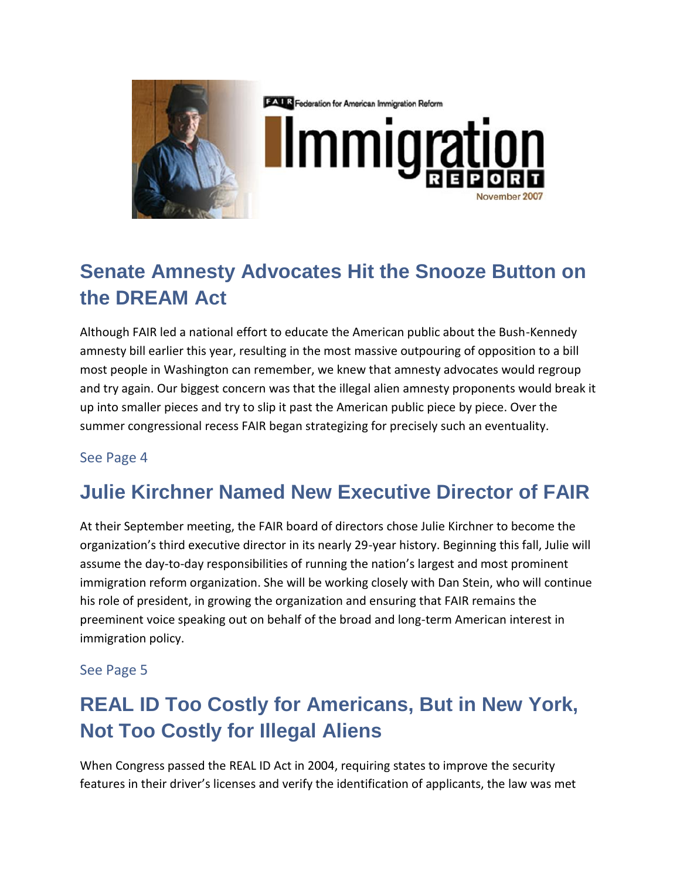FAIR Federation for American Immigration Reform

# Immigration REPORT

November 2007

## Senate Amnesty Advocates Hit the Snooze Button on the DREAM Act

Although FAIR led a national effort to educate the American public about the Bush-Kennedy amnesty bill earlier this year, resulting in the most massive outpouring of opposition to a bill most people in Washington can remember, we knew that amnesty advocates would regroup and try again. Our biggest concern was that the illegal alien amnesty proponents would break it up into smaller pieces and try to slip it past the American public piece by piece. Over the summer congressional recess FAIR began strategizing for precisely such an eventuality.

See Page 4

## Julie Kirchner Named New Executive Director of FAIR

At their September meeting, the FAIR board of directors chose Julie Kirchner to become the organization's third executive director in its nearly 29-year history. Beginning this fall, Julie will assume the day-to-day responsibilities of running the nation's largest and most prominent immigration reform organization. She will be working closely with Dan Stein, who will continue his role of president, in growing the organization and ensuring that FAIR remains the preeminent voice speaking out on behalf of the broad and long-term American interest in immigration policy.

See Page 5

## REAL ID Too Costly for Americans, But in New York, Not Too Costly for Illegal Aliens

When Congress passed the REAL ID Act in 2004, requiring states to improve the security features in their driver's licenses and verify the identification of applicants, the law was met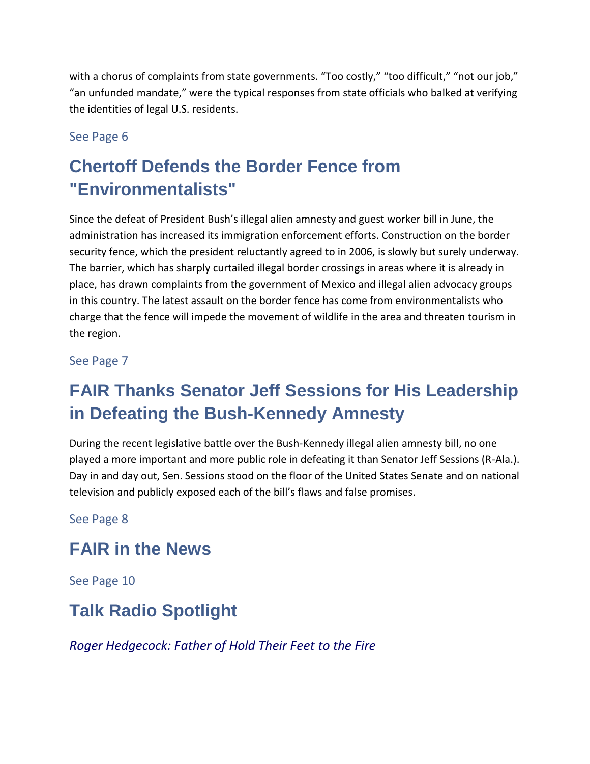with a chorus of complaints from state governments. "Too costly," "too difficult," "not our job," "an unfunded mandate," were the typical responses from state officials who balked at verifying the identities of legal U.S. residents.

See Page 6

## Chertoff Defends the Border Fence from "Environmentalists"

Since the defeat of President Bush's illegal alien amnesty and guest worker bill in June, the administration has increased its immigration enforcement efforts. Construction on the border security fence, which the president reluctantly agreed to in 2006, is slowly but surely underway. The barrier, which has sharply curtailed illegal border crossings in areas where it is already in place, has drawn complaints from the government of Mexico and illegal alien advocacy groups in this country. The latest assault on the border fence has come from environmentalists who charge that the fence will impede the movement of wildlife in the area and threaten tourism in the region.

See Page 7

## FAIR Thanks Senator Jeff Sessions for His Leadership in Defeating the Bush-Kennedy Amnesty

During the recent legislative battle over the Bush-Kennedy illegal alien amnesty bill, no one played a more important and more public role in defeating it than Senator Jeff Sessions (R-Ala.). Day in and day out, Sen. Sessions stood on the floor of the United States Senate and on national television and publicly exposed each of the bill's flaws and false promises.

See Page 8

## FAIR in the News

See Page 10

## Talk Radio Spotlight

*Roger Hedgecock: Father of Hold Their Feet to the Fire*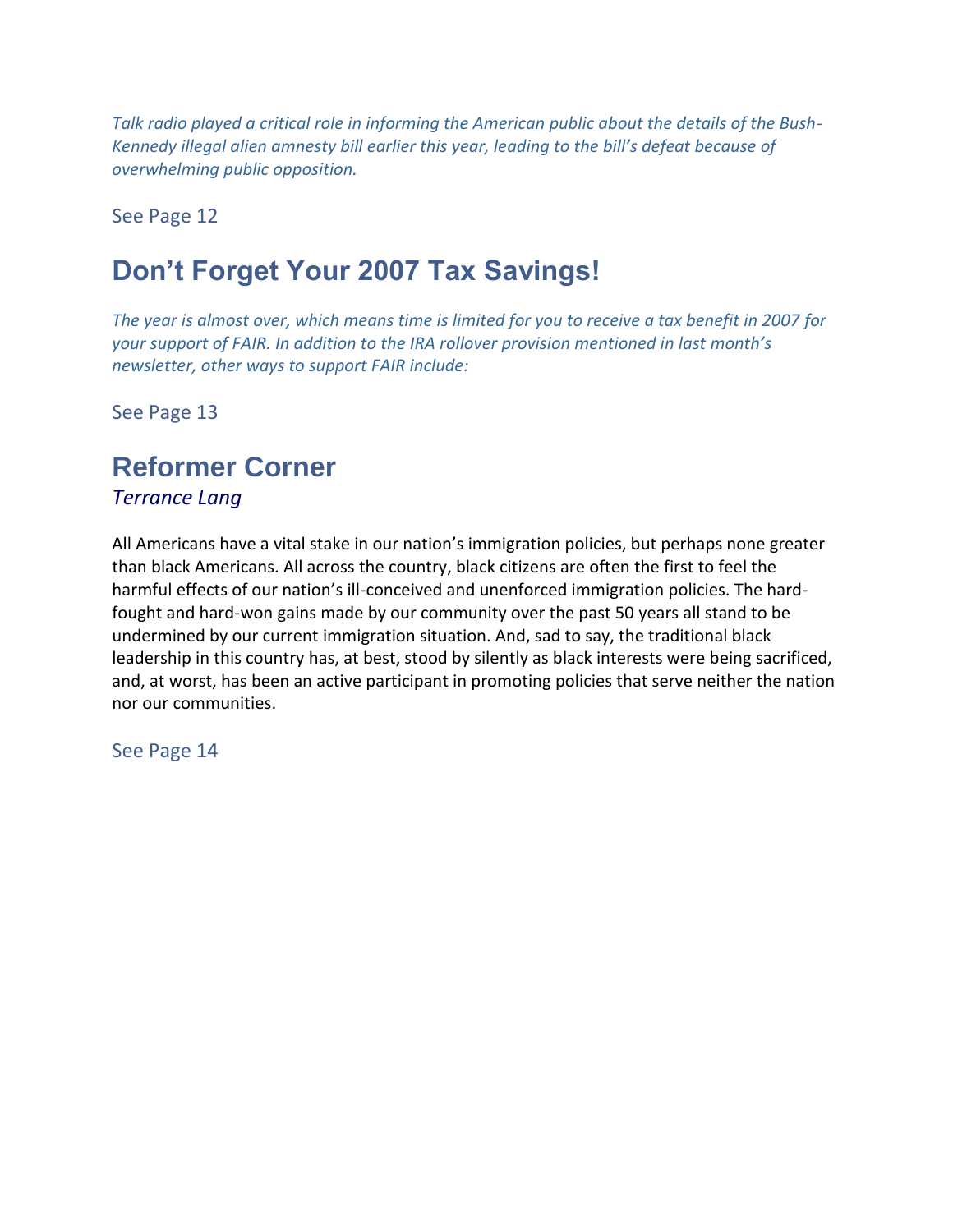*Talk radio played a critical role in informing the American public about the details of the Bush-Kennedy illegal alien amnesty bill earlier this year, leading to the bill's defeat because of overwhelming public opposition.*

See Page 12

## Don't Forget Your 2007 Tax Savings!

*The year is almost over, which means time is limited for you to receive a tax benefit in 2007 for your support of FAIR. In addition to the IRA rollover provision mentioned in last month's newsletter, other ways to support FAIR include:*

See Page 13

## Reformer Corner

*Terrance Lang*

All Americans have a vital stake in our nation's immigration policies, but perhaps none greater than black Americans. All across the country, black citizens are often the first to feel the harmful effects of our nation's ill-conceived and unenforced immigration policies. The hard-fought and hard-won gains made by our community over the past 50 years all stand to be undermined by our current immigration situation. And, sad to say, the traditional black leadership in this country has, at best, stood by silently as black interests were being sacrificed, and, at worst, has been an active participant in promoting policies that serve neither the nation nor our communities.

See Page 14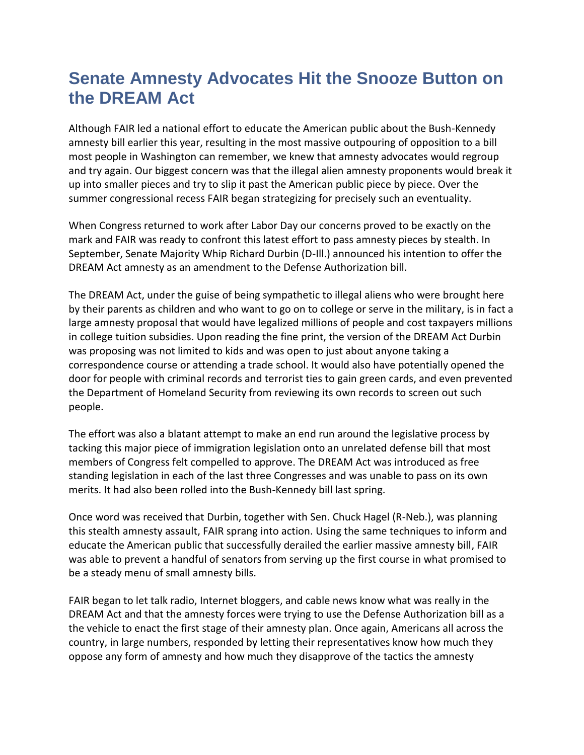# Senate Amnesty Advocates Hit the Snooze Button on the DREAM Act

Although FAIR led a national effort to educate the American public about the Bush-Kennedy amnesty bill earlier this year, resulting in the most massive outpouring of opposition to a bill most people in Washington can remember, we knew that amnesty advocates would regroup and try again. Our biggest concern was that the illegal alien amnesty proponents would break it up into smaller pieces and try to slip it past the American public piece by piece. Over the summer congressional recess FAIR began strategizing for precisely such an eventuality.

When Congress returned to work after Labor Day our concerns proved to be exactly on the mark and FAIR was ready to confront this latest effort to pass amnesty pieces by stealth. In September, Senate Majority Whip Richard Durbin (D-Ill.) announced his intention to offer the DREAM Act amnesty as an amendment to the Defense Authorization bill.

The DREAM Act, under the guise of being sympathetic to illegal aliens who were brought here by their parents as children and who want to go on to college or serve in the military, is in fact a large amnesty proposal that would have legalized millions of people and cost taxpayers millions in college tuition subsidies. Upon reading the fine print, the version of the DREAM Act Durbin was proposing was not limited to kids and was open to just about anyone taking a correspondence course or attending a trade school. It would also have potentially opened the door for people with criminal records and terrorist ties to gain green cards, and even prevented the Department of Homeland Security from reviewing its own records to screen out such people.

The effort was also a blatant attempt to make an end run around the legislative process by tacking this major piece of immigration legislation onto an unrelated defense bill that most members of Congress felt compelled to approve. The DREAM Act was introduced as free standing legislation in each of the last three Congresses and was unable to pass on its own merits. It had also been rolled into the Bush-Kennedy bill last spring.

Once word was received that Durbin, together with Sen. Chuck Hagel (R-Neb.), was planning this stealth amnesty assault, FAIR sprang into action. Using the same techniques to inform and educate the American public that successfully derailed the earlier massive amnesty bill, FAIR was able to prevent a handful of senators from serving up the first course in what promised to be a steady menu of small amnesty bills.

FAIR began to let talk radio, Internet bloggers, and cable news know what was really in the DREAM Act and that the amnesty forces were trying to use the Defense Authorization bill as a the vehicle to enact the first stage of their amnesty plan. Once again, Americans all across the country, in large numbers, responded by letting their representatives know how much they oppose any form of amnesty and how much they disapprove of the tactics the amnesty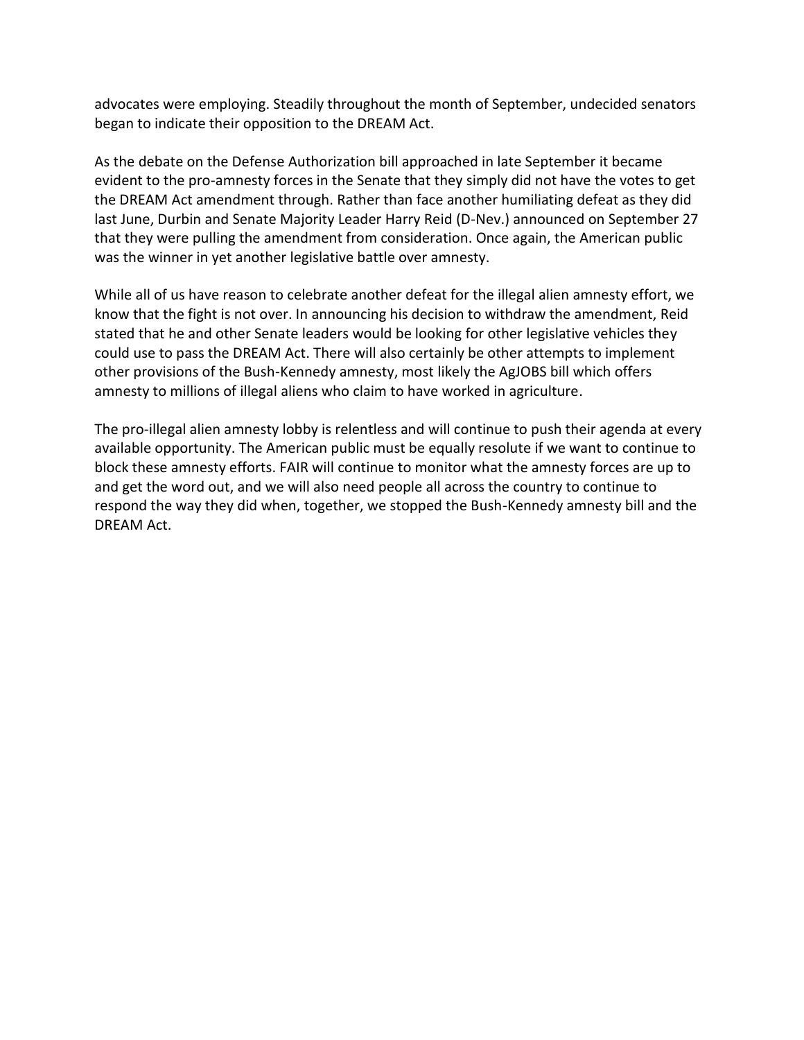advocates were employing. Steadily throughout the month of September, undecided senators began to indicate their opposition to the DREAM Act.

As the debate on the Defense Authorization bill approached in late September it became evident to the pro-amnesty forces in the Senate that they simply did not have the votes to get the DREAM Act amendment through. Rather than face another humiliating defeat as they did last June, Durbin and Senate Majority Leader Harry Reid (D-Nev.) announced on September 27 that they were pulling the amendment from consideration. Once again, the American public was the winner in yet another legislative battle over amnesty.

While all of us have reason to celebrate another defeat for the illegal alien amnesty effort, we know that the fight is not over. In announcing his decision to withdraw the amendment, Reid stated that he and other Senate leaders would be looking for other legislative vehicles they could use to pass the DREAM Act. There will also certainly be other attempts to implement other provisions of the Bush-Kennedy amnesty, most likely the AgJOBS bill which offers amnesty to millions of illegal aliens who claim to have worked in agriculture.

The pro-illegal alien amnesty lobby is relentless and will continue to push their agenda at every available opportunity. The American public must be equally resolute if we want to continue to block these amnesty efforts. FAIR will continue to monitor what the amnesty forces are up to and get the word out, and we will also need people all across the country to continue to respond the way they did when, together, we stopped the Bush-Kennedy amnesty bill and the DREAM Act.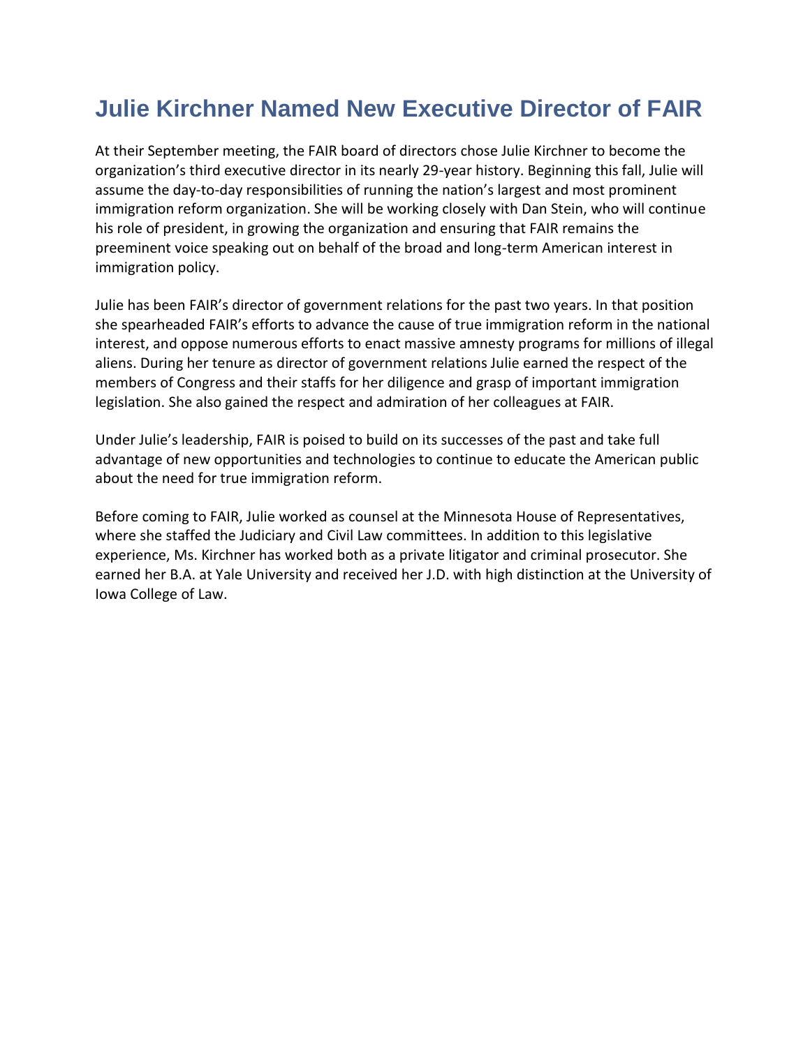# Julie Kirchner Named New Executive Director of FAIR

At their September meeting, the FAIR board of directors chose Julie Kirchner to become the organization's third executive director in its nearly 29-year history. Beginning this fall, Julie will assume the day-to-day responsibilities of running the nation's largest and most prominent immigration reform organization. She will be working closely with Dan Stein, who will continue his role of president, in growing the organization and ensuring that FAIR remains the preeminent voice speaking out on behalf of the broad and long-term American interest in immigration policy.

Julie has been FAIR's director of government relations for the past two years. In that position she spearheaded FAIR's efforts to advance the cause of true immigration reform in the national interest, and oppose numerous efforts to enact massive amnesty programs for millions of illegal aliens. During her tenure as director of government relations Julie earned the respect of the members of Congress and their staffs for her diligence and grasp of important immigration legislation. She also gained the respect and admiration of her colleagues at FAIR.

Under Julie's leadership, FAIR is poised to build on its successes of the past and take full advantage of new opportunities and technologies to continue to educate the American public about the need for true immigration reform.

Before coming to FAIR, Julie worked as counsel at the Minnesota House of Representatives, where she staffed the Judiciary and Civil Law committees. In addition to this legislative experience, Ms. Kirchner has worked both as a private litigator and criminal prosecutor. She earned her B.A. at Yale University and received her J.D. with high distinction at the University of Iowa College of Law.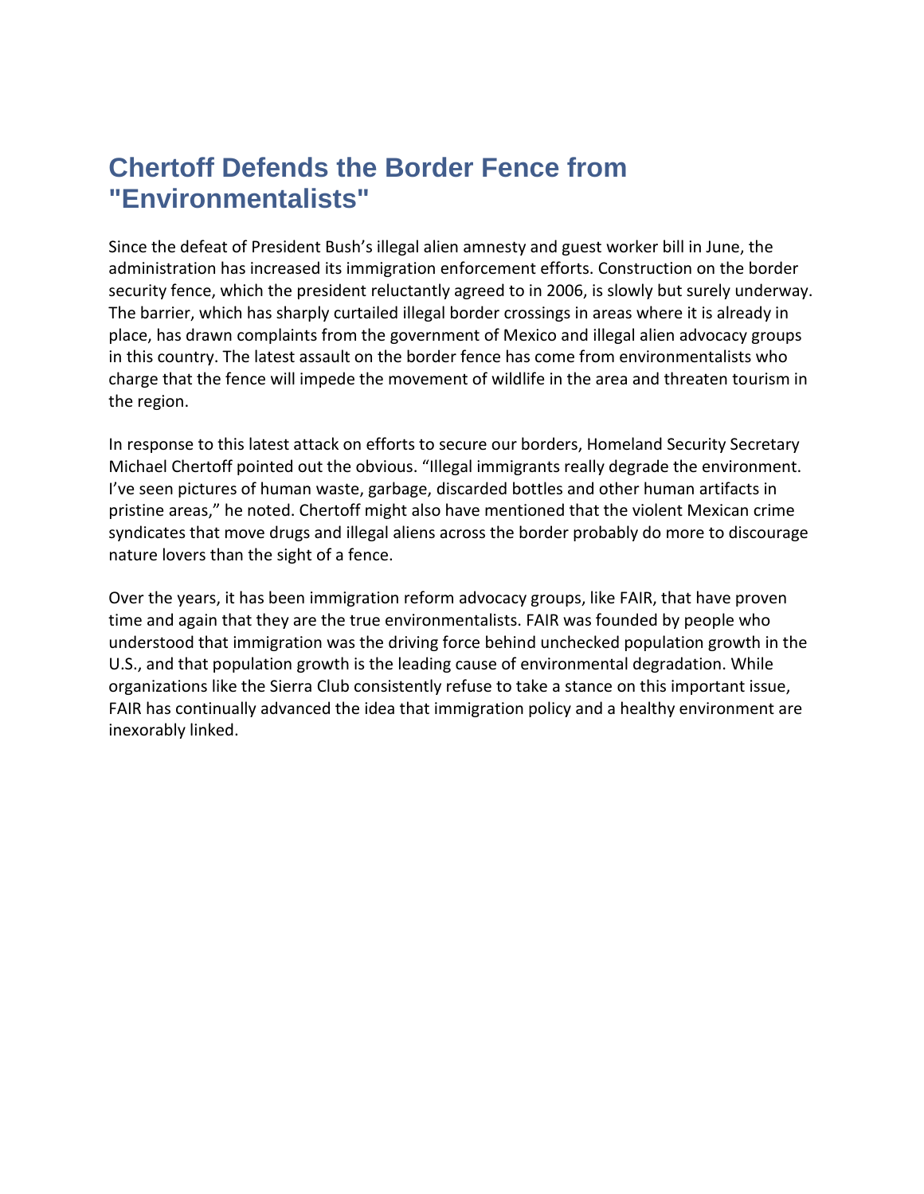## Chertoff Defends the Border Fence from "Environmentalists"

Since the defeat of President Bush's illegal alien amnesty and guest worker bill in June, the administration has increased its immigration enforcement efforts. Construction on the border security fence, which the president reluctantly agreed to in 2006, is slowly but surely underway. The barrier, which has sharply curtailed illegal border crossings in areas where it is already in place, has drawn complaints from the government of Mexico and illegal alien advocacy groups in this country. The latest assault on the border fence has come from environmentalists who charge that the fence will impede the movement of wildlife in the area and threaten tourism in the region.

In response to this latest attack on efforts to secure our borders, Homeland Security Secretary Michael Chertoff pointed out the obvious. "Illegal immigrants really degrade the environment. I've seen pictures of human waste, garbage, discarded bottles and other human artifacts in pristine areas," he noted. Chertoff might also have mentioned that the violent Mexican crime syndicates that move drugs and illegal aliens across the border probably do more to discourage nature lovers than the sight of a fence.

Over the years, it has been immigration reform advocacy groups, like FAIR, that have proven time and again that they are the true environmentalists. FAIR was founded by people who understood that immigration was the driving force behind unchecked population growth in the U.S., and that population growth is the leading cause of environmental degradation. While organizations like the Sierra Club consistently refuse to take a stance on this important issue, FAIR has continually advanced the idea that immigration policy and a healthy environment are inexorably linked.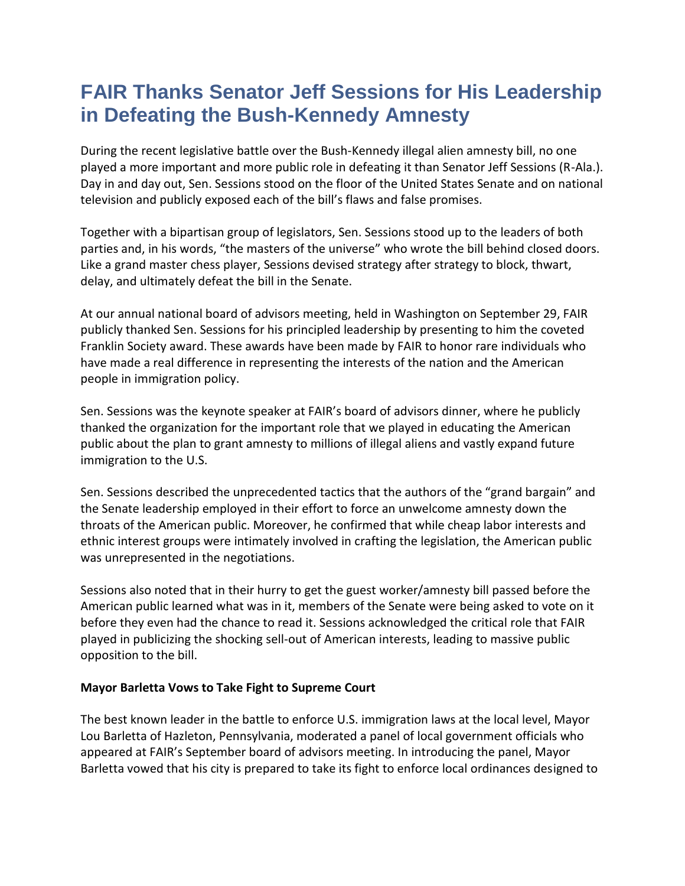# FAIR Thanks Senator Jeff Sessions for His Leadership in Defeating the Bush-Kennedy Amnesty

During the recent legislative battle over the Bush-Kennedy illegal alien amnesty bill, no one played a more important and more public role in defeating it than Senator Jeff Sessions (R-Ala.). Day in and day out, Sen. Sessions stood on the floor of the United States Senate and on national television and publicly exposed each of the bill's flaws and false promises.

Together with a bipartisan group of legislators, Sen. Sessions stood up to the leaders of both parties and, in his words, "the masters of the universe" who wrote the bill behind closed doors. Like a grand master chess player, Sessions devised strategy after strategy to block, thwart, delay, and ultimately defeat the bill in the Senate.

At our annual national board of advisors meeting, held in Washington on September 29, FAIR publicly thanked Sen. Sessions for his principled leadership by presenting to him the coveted Franklin Society award. These awards have been made by FAIR to honor rare individuals who have made a real difference in representing the interests of the nation and the American people in immigration policy.

Sen. Sessions was the keynote speaker at FAIR's board of advisors dinner, where he publicly thanked the organization for the important role that we played in educating the American public about the plan to grant amnesty to millions of illegal aliens and vastly expand future immigration to the U.S.

Sen. Sessions described the unprecedented tactics that the authors of the "grand bargain" and the Senate leadership employed in their effort to force an unwelcome amnesty down the throats of the American public. Moreover, he confirmed that while cheap labor interests and ethnic interest groups were intimately involved in crafting the legislation, the American public was unrepresented in the negotiations.

Sessions also noted that in their hurry to get the guest worker/amnesty bill passed before the American public learned what was in it, members of the Senate were being asked to vote on it before they even had the chance to read it. Sessions acknowledged the critical role that FAIR played in publicizing the shocking sell-out of American interests, leading to massive public opposition to the bill.

**Mayor Barletta Vows to Take Fight to Supreme Court**

The best known leader in the battle to enforce U.S. immigration laws at the local level, Mayor Lou Barletta of Hazleton, Pennsylvania, moderated a panel of local government officials who appeared at FAIR's September board of advisors meeting. In introducing the panel, Mayor Barletta vowed that his city is prepared to take its fight to enforce local ordinances designed to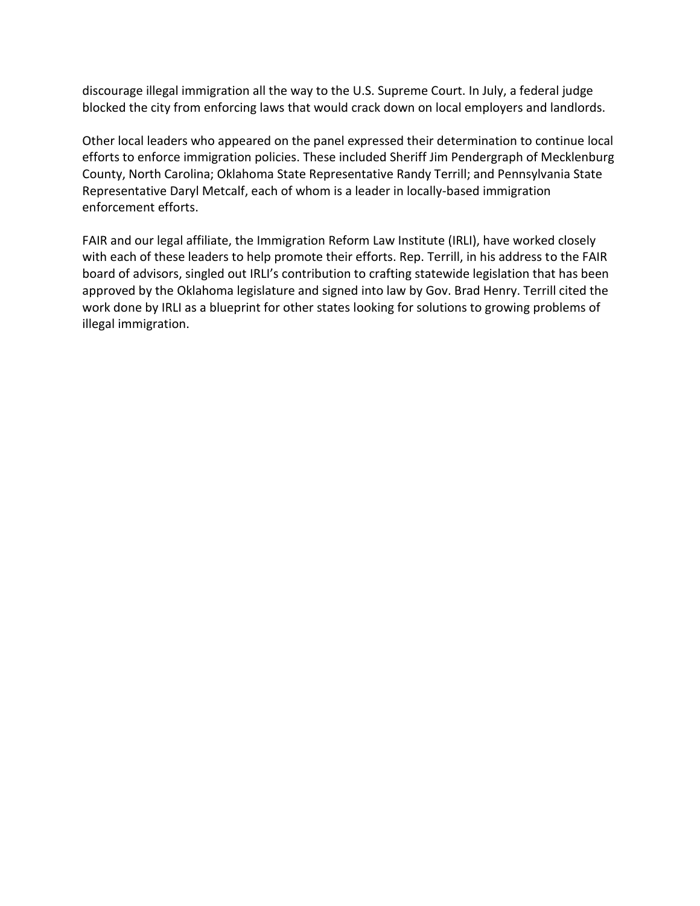discourage illegal immigration all the way to the U.S. Supreme Court. In July, a federal judge blocked the city from enforcing laws that would crack down on local employers and landlords.

Other local leaders who appeared on the panel expressed their determination to continue local efforts to enforce immigration policies. These included Sheriff Jim Pendergraph of Mecklenburg County, North Carolina; Oklahoma State Representative Randy Terrill; and Pennsylvania State Representative Daryl Metcalf, each of whom is a leader in locally-based immigration enforcement efforts.

FAIR and our legal affiliate, the Immigration Reform Law Institute (IRLI), have worked closely with each of these leaders to help promote their efforts. Rep. Terrill, in his address to the FAIR board of advisors, singled out IRLI's contribution to crafting statewide legislation that has been approved by the Oklahoma legislature and signed into law by Gov. Brad Henry. Terrill cited the work done by IRLI as a blueprint for other states looking for solutions to growing problems of illegal immigration.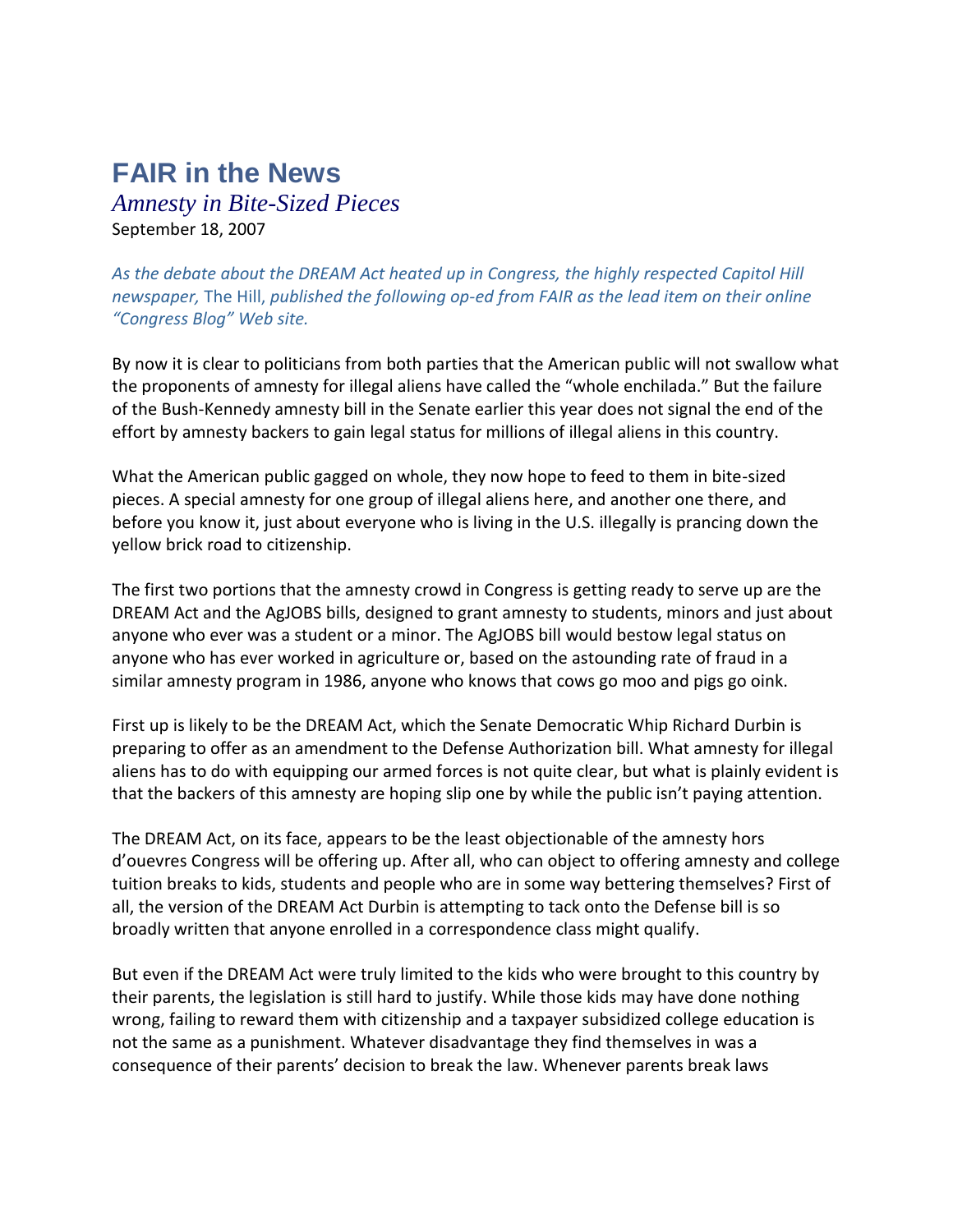# FAIR in the News

## *Amnesty in Bite-Sized Pieces*

September 18, 2007

*As the debate about the DREAM Act heated up in Congress, the highly respected Capitol Hill newspaper,* The Hill, *published the following op-ed from FAIR as the lead item on their online "Congress Blog" Web site.*

By now it is clear to politicians from both parties that the American public will not swallow what the proponents of amnesty for illegal aliens have called the "whole enchilada." But the failure of the Bush-Kennedy amnesty bill in the Senate earlier this year does not signal the end of the effort by amnesty backers to gain legal status for millions of illegal aliens in this country.

What the American public gagged on whole, they now hope to feed to them in bite-sized pieces. A special amnesty for one group of illegal aliens here, and another one there, and before you know it, just about everyone who is living in the U.S. illegally is prancing down the yellow brick road to citizenship.

The first two portions that the amnesty crowd in Congress is getting ready to serve up are the DREAM Act and the AgJOBS bills, designed to grant amnesty to students, minors and just about anyone who ever was a student or a minor. The AgJOBS bill would bestow legal status on anyone who has ever worked in agriculture or, based on the astounding rate of fraud in a similar amnesty program in 1986, anyone who knows that cows go moo and pigs go oink.

First up is likely to be the DREAM Act, which the Senate Democratic Whip Richard Durbin is preparing to offer as an amendment to the Defense Authorization bill. What amnesty for illegal aliens has to do with equipping our armed forces is not quite clear, but what is plainly evident is that the backers of this amnesty are hoping slip one by while the public isn't paying attention.

The DREAM Act, on its face, appears to be the least objectionable of the amnesty hors d'ouevres Congress will be offering up. After all, who can object to offering amnesty and college tuition breaks to kids, students and people who are in some way bettering themselves? First of all, the version of the DREAM Act Durbin is attempting to tack onto the Defense bill is so broadly written that anyone enrolled in a correspondence class might qualify.

But even if the DREAM Act were truly limited to the kids who were brought to this country by their parents, the legislation is still hard to justify. While those kids may have done nothing wrong, failing to reward them with citizenship and a taxpayer subsidized college education is not the same as a punishment. Whatever disadvantage they find themselves in was a consequence of their parents' decision to break the law. Whenever parents break laws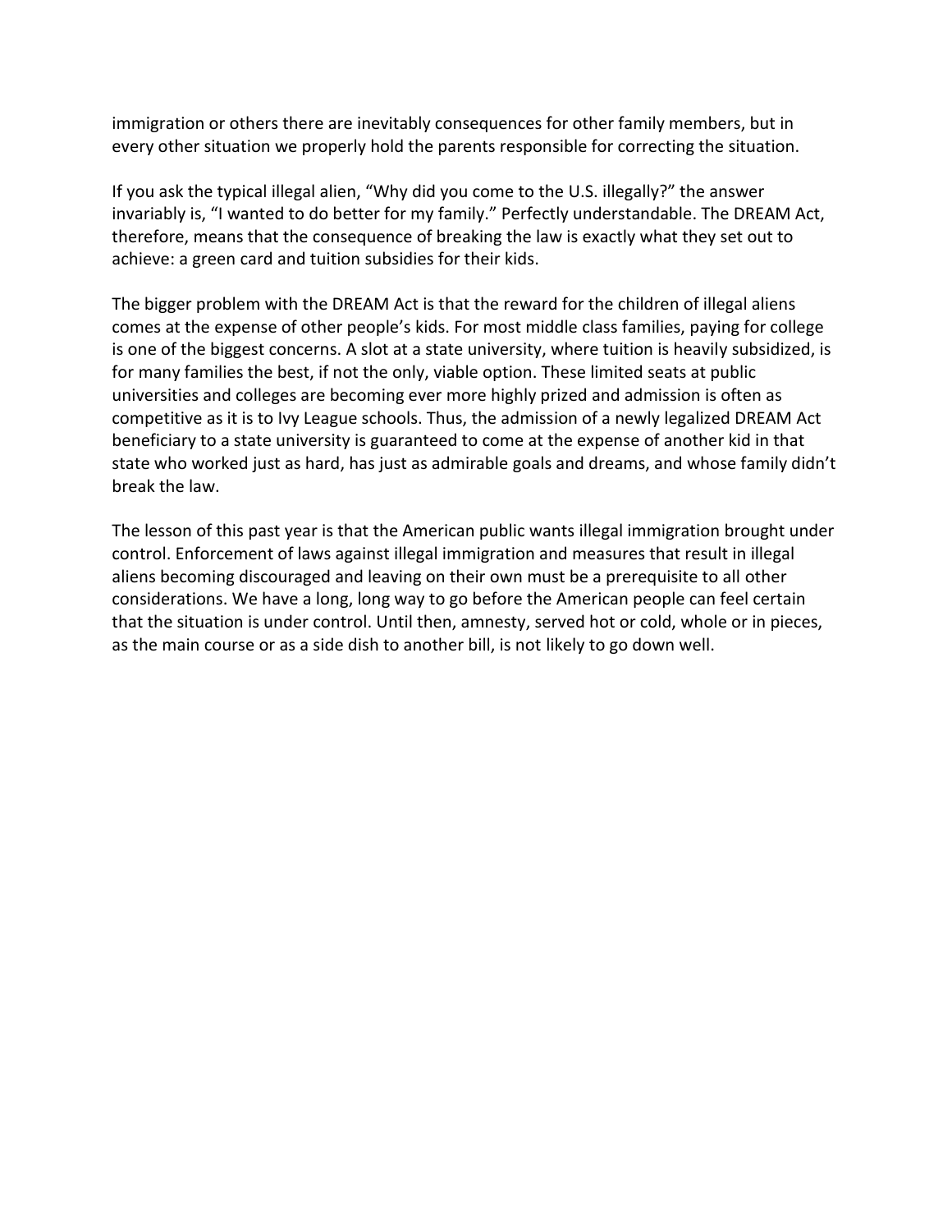immigration or others there are inevitably consequences for other family members, but in every other situation we properly hold the parents responsible for correcting the situation.

If you ask the typical illegal alien, “Why did you come to the U.S. illegally?” the answer invariably is, “I wanted to do better for my family.” Perfectly understandable. The DREAM Act, therefore, means that the consequence of breaking the law is exactly what they set out to achieve: a green card and tuition subsidies for their kids.

The bigger problem with the DREAM Act is that the reward for the children of illegal aliens comes at the expense of other people’s kids. For most middle class families, paying for college is one of the biggest concerns. A slot at a state university, where tuition is heavily subsidized, is for many families the best, if not the only, viable option. These limited seats at public universities and colleges are becoming ever more highly prized and admission is often as competitive as it is to Ivy League schools. Thus, the admission of a newly legalized DREAM Act beneficiary to a state university is guaranteed to come at the expense of another kid in that state who worked just as hard, has just as admirable goals and dreams, and whose family didn’t break the law.

The lesson of this past year is that the American public wants illegal immigration brought under control. Enforcement of laws against illegal immigration and measures that result in illegal aliens becoming discouraged and leaving on their own must be a prerequisite to all other considerations. We have a long, long way to go before the American people can feel certain that the situation is under control. Until then, amnesty, served hot or cold, whole or in pieces, as the main course or as a side dish to another bill, is not likely to go down well.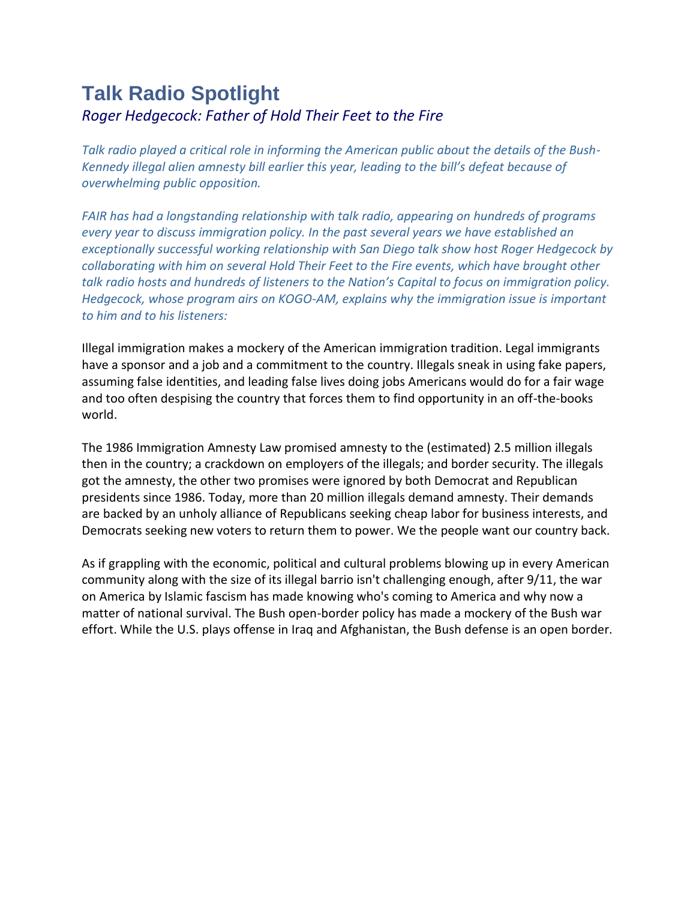# Talk Radio Spotlight

*Roger Hedgecock: Father of Hold Their Feet to the Fire*

*Talk radio played a critical role in informing the American public about the details of the Bush-Kennedy illegal alien amnesty bill earlier this year, leading to the bill's defeat because of overwhelming public opposition.*

*FAIR has had a longstanding relationship with talk radio, appearing on hundreds of programs every year to discuss immigration policy. In the past several years we have established an exceptionally successful working relationship with San Diego talk show host Roger Hedgecock by collaborating with him on several Hold Their Feet to the Fire events, which have brought other talk radio hosts and hundreds of listeners to the Nation's Capital to focus on immigration policy. Hedgecock, whose program airs on KOGO-AM, explains why the immigration issue is important to him and to his listeners:*

Illegal immigration makes a mockery of the American immigration tradition. Legal immigrants have a sponsor and a job and a commitment to the country. Illegals sneak in using fake papers, assuming false identities, and leading false lives doing jobs Americans would do for a fair wage and too often despising the country that forces them to find opportunity in an off-the-books world.

The 1986 Immigration Amnesty Law promised amnesty to the (estimated) 2.5 million illegals then in the country; a crackdown on employers of the illegals; and border security. The illegals got the amnesty, the other two promises were ignored by both Democrat and Republican presidents since 1986. Today, more than 20 million illegals demand amnesty. Their demands are backed by an unholy alliance of Republicans seeking cheap labor for business interests, and Democrats seeking new voters to return them to power. We the people want our country back.

As if grappling with the economic, political and cultural problems blowing up in every American community along with the size of its illegal barrio isn't challenging enough, after 9/11, the war on America by Islamic fascism has made knowing who's coming to America and why now a matter of national survival. The Bush open-border policy has made a mockery of the Bush war effort. While the U.S. plays offense in Iraq and Afghanistan, the Bush defense is an open border.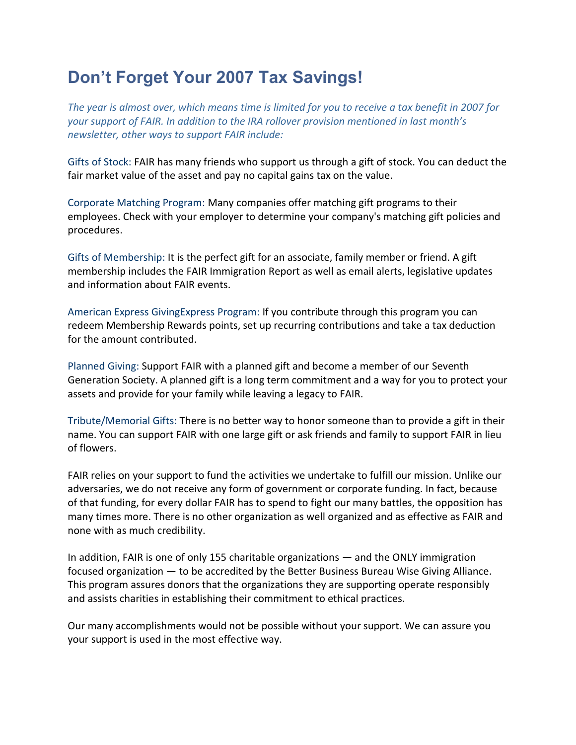# Don't Forget Your 2007 Tax Savings!

*The year is almost over, which means time is limited for you to receive a tax benefit in 2007 for your support of FAIR. In addition to the IRA rollover provision mentioned in last month's newsletter, other ways to support FAIR include:*

Gifts of Stock: FAIR has many friends who support us through a gift of stock. You can deduct the fair market value of the asset and pay no capital gains tax on the value.

Corporate Matching Program: Many companies offer matching gift programs to their employees. Check with your employer to determine your company's matching gift policies and procedures.

Gifts of Membership: It is the perfect gift for an associate, family member or friend. A gift membership includes the FAIR Immigration Report as well as email alerts, legislative updates and information about FAIR events.

American Express GivingExpress Program: If you contribute through this program you can redeem Membership Rewards points, set up recurring contributions and take a tax deduction for the amount contributed.

Planned Giving: Support FAIR with a planned gift and become a member of our Seventh Generation Society. A planned gift is a long term commitment and a way for you to protect your assets and provide for your family while leaving a legacy to FAIR.

Tribute/Memorial Gifts: There is no better way to honor someone than to provide a gift in their name. You can support FAIR with one large gift or ask friends and family to support FAIR in lieu of flowers.

FAIR relies on your support to fund the activities we undertake to fulfill our mission. Unlike our adversaries, we do not receive any form of government or corporate funding. In fact, because of that funding, for every dollar FAIR has to spend to fight our many battles, the opposition has many times more. There is no other organization as well organized and as effective as FAIR and none with as much credibility.

In addition, FAIR is one of only 155 charitable organizations — and the ONLY immigration focused organization — to be accredited by the Better Business Bureau Wise Giving Alliance. This program assures donors that the organizations they are supporting operate responsibly and assists charities in establishing their commitment to ethical practices.

Our many accomplishments would not be possible without your support. We can assure you your support is used in the most effective way.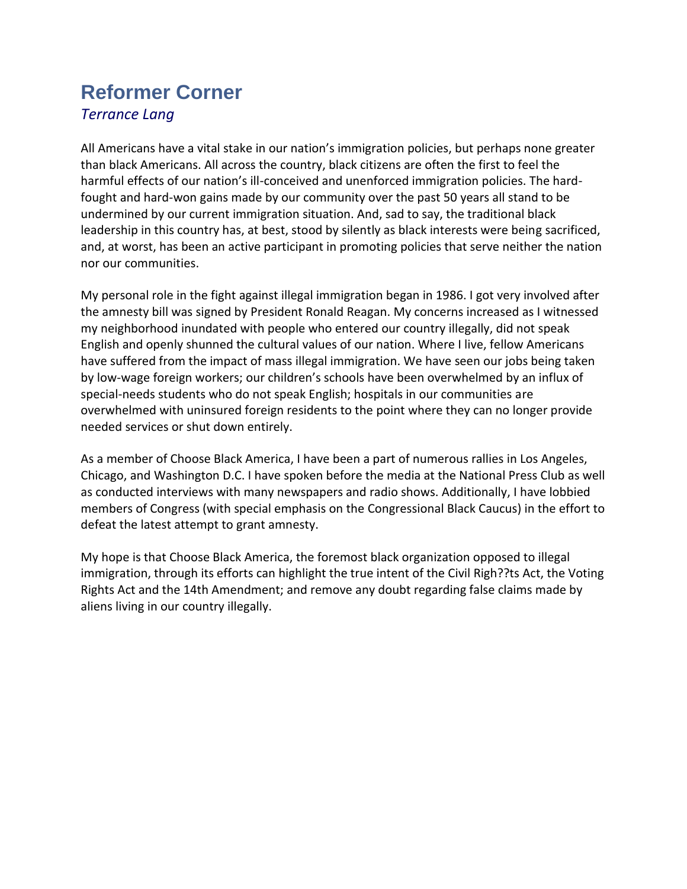# Reformer Corner

*Terrance Lang*

All Americans have a vital stake in our nation's immigration policies, but perhaps none greater than black Americans. All across the country, black citizens are often the first to feel the harmful effects of our nation's ill-conceived and unenforced immigration policies. The hard-fought and hard-won gains made by our community over the past 50 years all stand to be undermined by our current immigration situation. And, sad to say, the traditional black leadership in this country has, at best, stood by silently as black interests were being sacrificed, and, at worst, has been an active participant in promoting policies that serve neither the nation nor our communities.

My personal role in the fight against illegal immigration began in 1986. I got very involved after the amnesty bill was signed by President Ronald Reagan. My concerns increased as I witnessed my neighborhood inundated with people who entered our country illegally, did not speak English and openly shunned the cultural values of our nation. Where I live, fellow Americans have suffered from the impact of mass illegal immigration. We have seen our jobs being taken by low-wage foreign workers; our children's schools have been overwhelmed by an influx of special-needs students who do not speak English; hospitals in our communities are overwhelmed with uninsured foreign residents to the point where they can no longer provide needed services or shut down entirely.

As a member of Choose Black America, I have been a part of numerous rallies in Los Angeles, Chicago, and Washington D.C. I have spoken before the media at the National Press Club as well as conducted interviews with many newspapers and radio shows. Additionally, I have lobbied members of Congress (with special emphasis on the Congressional Black Caucus) in the effort to defeat the latest attempt to grant amnesty.

My hope is that Choose Black America, the foremost black organization opposed to illegal immigration, through its efforts can highlight the true intent of the Civil Righ??ts Act, the Voting Rights Act and the 14th Amendment; and remove any doubt regarding false claims made by aliens living in our country illegally.